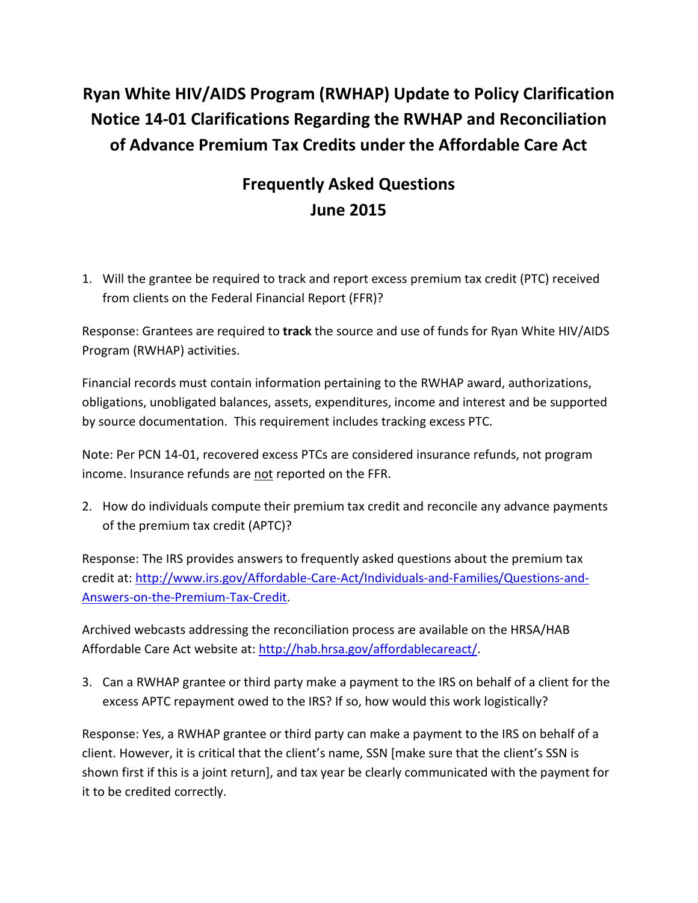# Ryan White HIV/AIDS Program (RWHAP) Update to Policy Clarification Notice 14-01 Clarifications Regarding the RWHAP and Reconciliation of Advance Premium Tax Credits under the Affordable Care Act

## Frequently Asked Questions
## June 2015

1. Will the grantee be required to track and report excess premium tax credit (PTC) received from clients on the Federal Financial Report (FFR)?

Response: Grantees are required to **track** the source and use of funds for Ryan White HIV/AIDS Program (RWHAP) activities.

Financial records must contain information pertaining to the RWHAP award, authorizations, obligations, unobligated balances, assets, expenditures, income and interest and be supported by source documentation. This requirement includes tracking excess PTC.

Note: Per PCN 14-01, recovered excess PTCs are considered insurance refunds, not program income. Insurance refunds are <u>not</u> reported on the FFR.

2. How do individuals compute their premium tax credit and reconcile any advance payments of the premium tax credit (APTC)?

Response: The IRS provides answers to frequently asked questions about the premium tax credit at: [http://www.irs.gov/Affordable-Care-Act/Individuals-and-Families/Questions-and-Answers-on-the-Premium-Tax-Credit](http://www.irs.gov/Affordable-Care-Act/Individuals-and-Families/Questions-and-Answers-on-the-Premium-Tax-Credit).

Archived webcasts addressing the reconciliation process are available on the HRSA/HAB Affordable Care Act website at: [http://hab.hrsa.gov/affordablecareact/](http://hab.hrsa.gov/affordablecareact/).

3. Can a RWHAP grantee or third party make a payment to the IRS on behalf of a client for the excess APTC repayment owed to the IRS? If so, how would this work logistically?

Response: Yes, a RWHAP grantee or third party can make a payment to the IRS on behalf of a client. However, it is critical that the client's name, SSN [make sure that the client's SSN is shown first if this is a joint return], and tax year be clearly communicated with the payment for it to be credited correctly.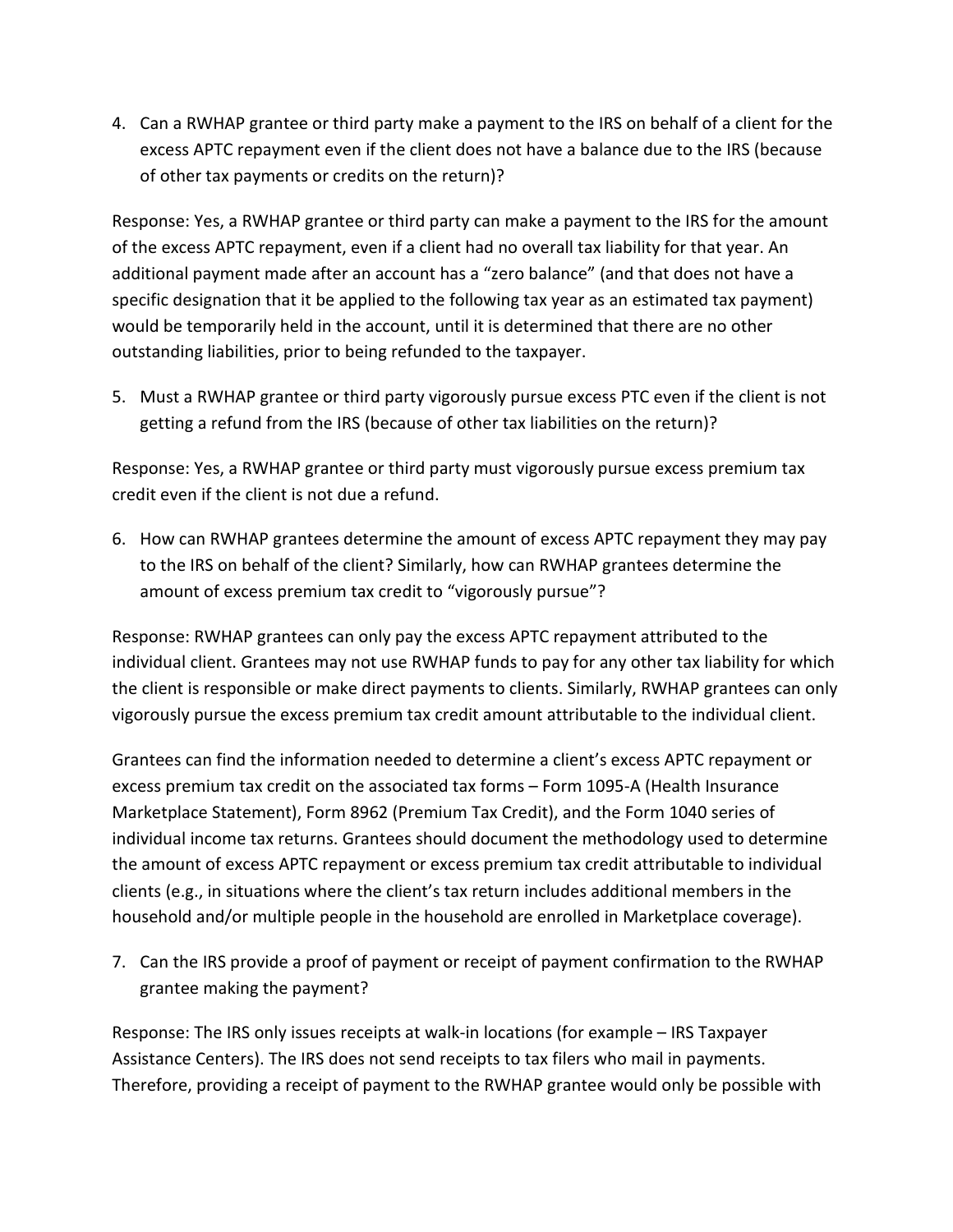4. Can a RWHAP grantee or third party make a payment to the IRS on behalf of a client for the excess APTC repayment even if the client does not have a balance due to the IRS (because of other tax payments or credits on the return)?

Response: Yes, a RWHAP grantee or third party can make a payment to the IRS for the amount of the excess APTC repayment, even if a client had no overall tax liability for that year. An additional payment made after an account has a "zero balance" (and that does not have a specific designation that it be applied to the following tax year as an estimated tax payment) would be temporarily held in the account, until it is determined that there are no other outstanding liabilities, prior to being refunded to the taxpayer.

5. Must a RWHAP grantee or third party vigorously pursue excess PTC even if the client is not getting a refund from the IRS (because of other tax liabilities on the return)?

Response: Yes, a RWHAP grantee or third party must vigorously pursue excess premium tax credit even if the client is not due a refund.

6. How can RWHAP grantees determine the amount of excess APTC repayment they may pay to the IRS on behalf of the client? Similarly, how can RWHAP grantees determine the amount of excess premium tax credit to "vigorously pursue"?

Response: RWHAP grantees can only pay the excess APTC repayment attributed to the individual client. Grantees may not use RWHAP funds to pay for any other tax liability for which the client is responsible or make direct payments to clients. Similarly, RWHAP grantees can only vigorously pursue the excess premium tax credit amount attributable to the individual client.

Grantees can find the information needed to determine a client's excess APTC repayment or excess premium tax credit on the associated tax forms – Form 1095-A (Health Insurance Marketplace Statement), Form 8962 (Premium Tax Credit), and the Form 1040 series of individual income tax returns. Grantees should document the methodology used to determine the amount of excess APTC repayment or excess premium tax credit attributable to individual clients (e.g., in situations where the client's tax return includes additional members in the household and/or multiple people in the household are enrolled in Marketplace coverage).

7. Can the IRS provide a proof of payment or receipt of payment confirmation to the RWHAP grantee making the payment?

Response: The IRS only issues receipts at walk-in locations (for example – IRS Taxpayer Assistance Centers). The IRS does not send receipts to tax filers who mail in payments. Therefore, providing a receipt of payment to the RWHAP grantee would only be possible with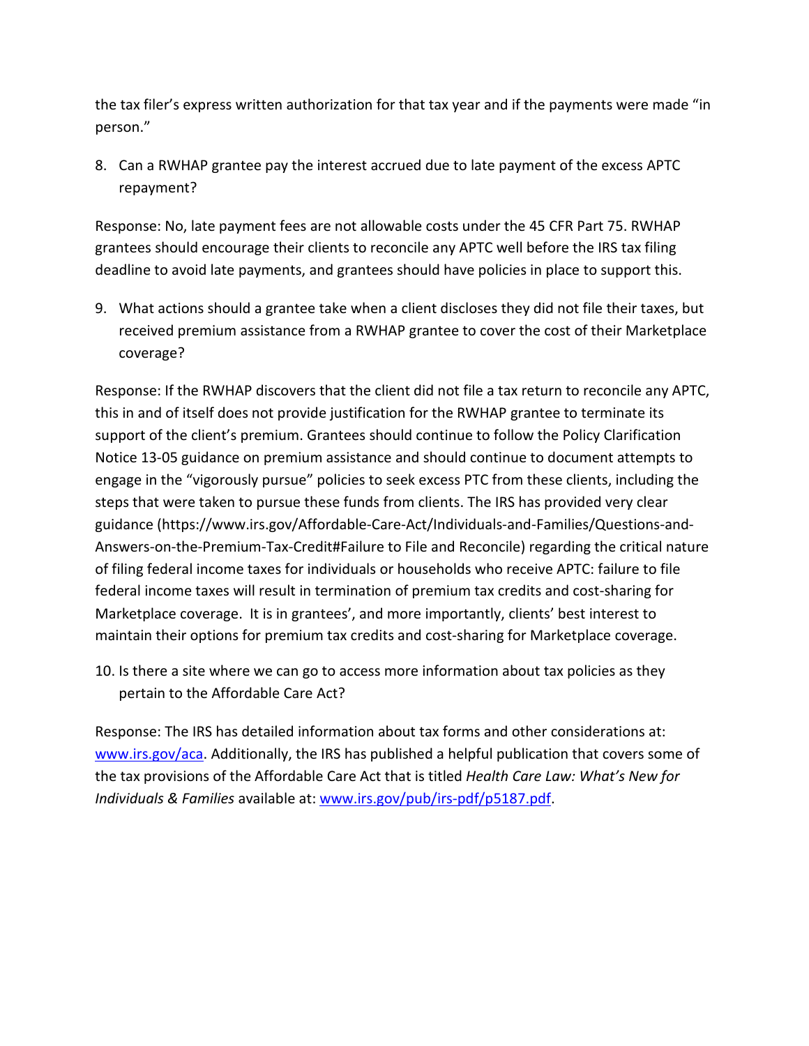the tax filer's express written authorization for that tax year and if the payments were made "in person."

8. Can a RWHAP grantee pay the interest accrued due to late payment of the excess APTC repayment?

Response: No, late payment fees are not allowable costs under the 45 CFR Part 75. RWHAP grantees should encourage their clients to reconcile any APTC well before the IRS tax filing deadline to avoid late payments, and grantees should have policies in place to support this.

9. What actions should a grantee take when a client discloses they did not file their taxes, but received premium assistance from a RWHAP grantee to cover the cost of their Marketplace coverage?

Response: If the RWHAP discovers that the client did not file a tax return to reconcile any APTC, this in and of itself does not provide justification for the RWHAP grantee to terminate its support of the client's premium. Grantees should continue to follow the Policy Clarification Notice 13-05 guidance on premium assistance and should continue to document attempts to engage in the "vigorously pursue" policies to seek excess PTC from these clients, including the steps that were taken to pursue these funds from clients. The IRS has provided very clear guidance (https://www.irs.gov/Affordable-Care-Act/Individuals-and-Families/Questions-and-Answers-on-the-Premium-Tax-Credit#Failure to File and Reconcile) regarding the critical nature of filing federal income taxes for individuals or households who receive APTC: failure to file federal income taxes will result in termination of premium tax credits and cost-sharing for Marketplace coverage. It is in grantees', and more importantly, clients' best interest to maintain their options for premium tax credits and cost-sharing for Marketplace coverage.

10. Is there a site where we can go to access more information about tax policies as they pertain to the Affordable Care Act?

Response: The IRS has detailed information about tax forms and other considerations at: [www.irs.gov/aca](www.irs.gov/aca). Additionally, the IRS has published a helpful publication that covers some of the tax provisions of the Affordable Care Act that is titled *Health Care Law: What's New for Individuals & Families* available at: [www.irs.gov/pub/irs-pdf/p5187.pdf](www.irs.gov/pub/irs-pdf/p5187.pdf).